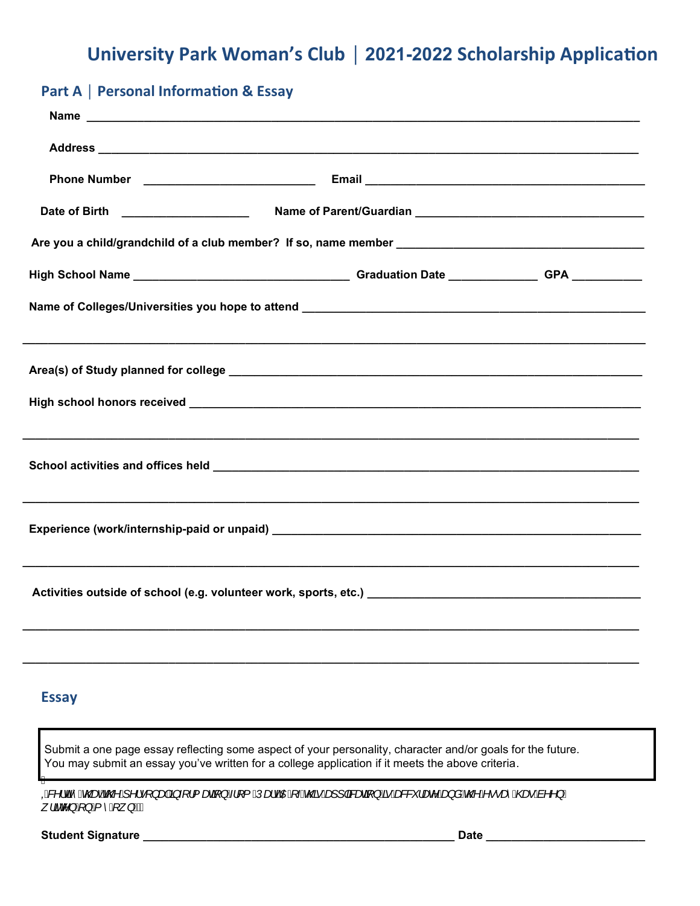# University Park Woman's Club | 2021-2022 Scholarship Application

## Part A | Personal Information & Essay

**Name** ________________________________________________________________________________

**Address** ______________________________________________________________________________

**Phone Number** _________________________ **Email** ________________________________________

**Date of Birth** ___________________ **Name of Parent/Guardian** __________________________________

**Are you a child/grandchild of a club member? If so, name member** ___________________________________

**High School Name** ________________________________ **Graduation Date** _____________ **GPA** __________

**Name of Colleges/Universities you hope to attend** ________________________________________________

________________________________________________________________________________________

**Area(s) of Study planned for college** _________________________________________________________

**High school honors received** ______________________________________________________________

________________________________________________________________________________________

**School activities and offices held** __________________________________________________________

________________________________________________________________________________________

**Experience (work/internship-paid or unpaid)** _________________________________________________

________________________________________________________________________________________

**Activities outside of school (e.g. volunteer work, sports, etc.)** ________________________________________

________________________________________________________________________________________

________________________________________________________________________________________

## Essay

Submit a one page essay reflecting some aspect of your personality, character and/or goals for the future. You may submit an essay you've written for a college application if it meets the above criteria.

I certify that the personal information from Part A of this application is accurate and the essay has been written on my own.

**Student Signature** _____________________________________________ **Date** _______________________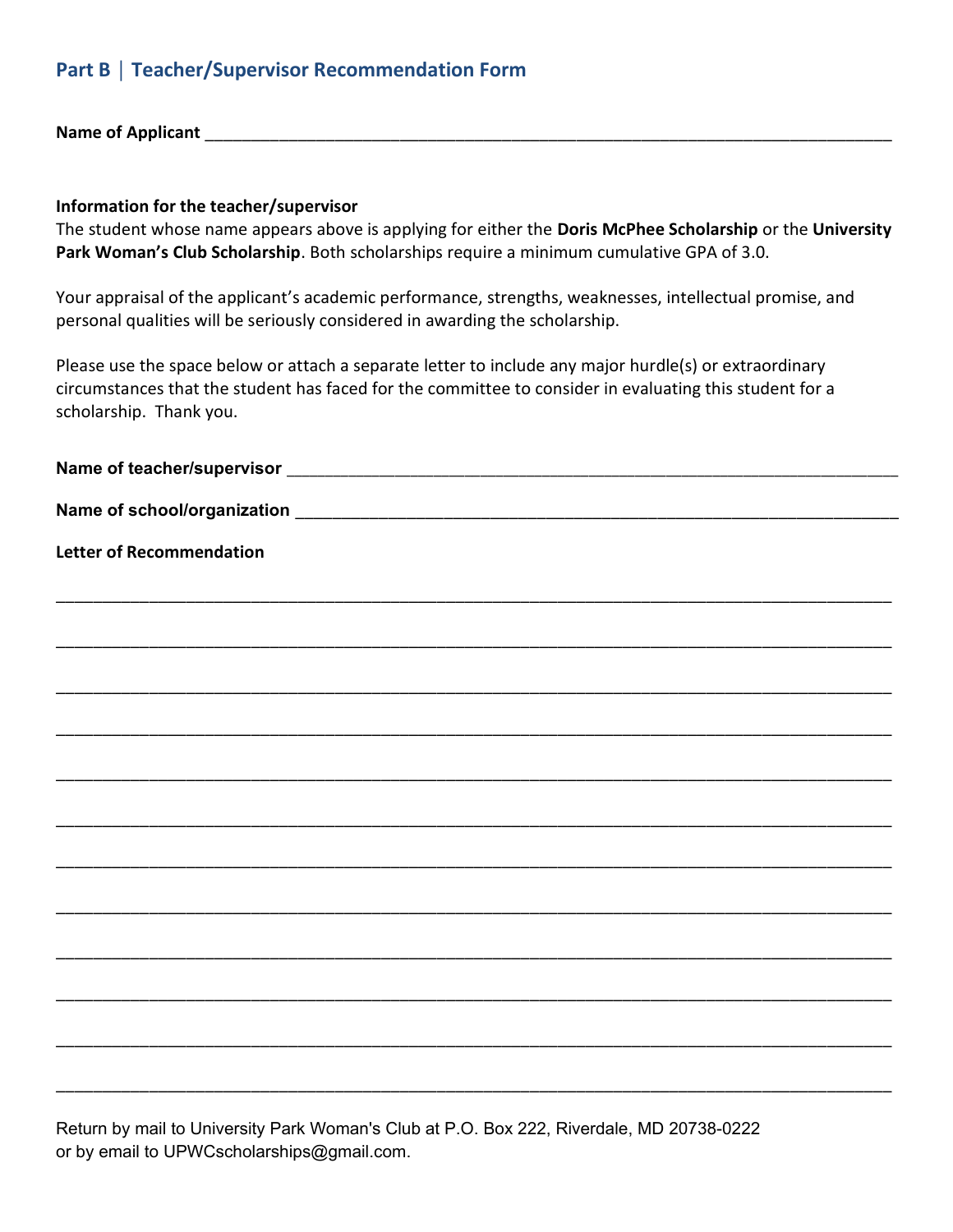## Part B | Teacher/Supervisor Recommendation Form

**Name of Applicant** ___________________________________________________________________________

**Information for the teacher/supervisor**

The student whose name appears above is applying for either the **Doris McPhee Scholarship** or the **University Park Woman's Club Scholarship**. Both scholarships require a minimum cumulative GPA of 3.0.

Your appraisal of the applicant's academic performance, strengths, weaknesses, intellectual promise, and personal qualities will be seriously considered in awarding the scholarship.

Please use the space below or attach a separate letter to include any major hurdle(s) or extraordinary circumstances that the student has faced for the committee to consider in evaluating this student for a scholarship. Thank you.

**Name of teacher/supervisor** ____________________________________________________________________

**Name of school/organization** ___________________________________________________________________

**Letter of Recommendation**

_____________________________________________________________________________________________

_____________________________________________________________________________________________

_____________________________________________________________________________________________

_____________________________________________________________________________________________

_____________________________________________________________________________________________

_____________________________________________________________________________________________

_____________________________________________________________________________________________

_____________________________________________________________________________________________

_____________________________________________________________________________________________

_____________________________________________________________________________________________

_____________________________________________________________________________________________

_____________________________________________________________________________________________

Return by mail to University Park Woman's Club at P.O. Box 222, Riverdale, MD 20738-0222
or by email to UPWCscholarships@gmail.com.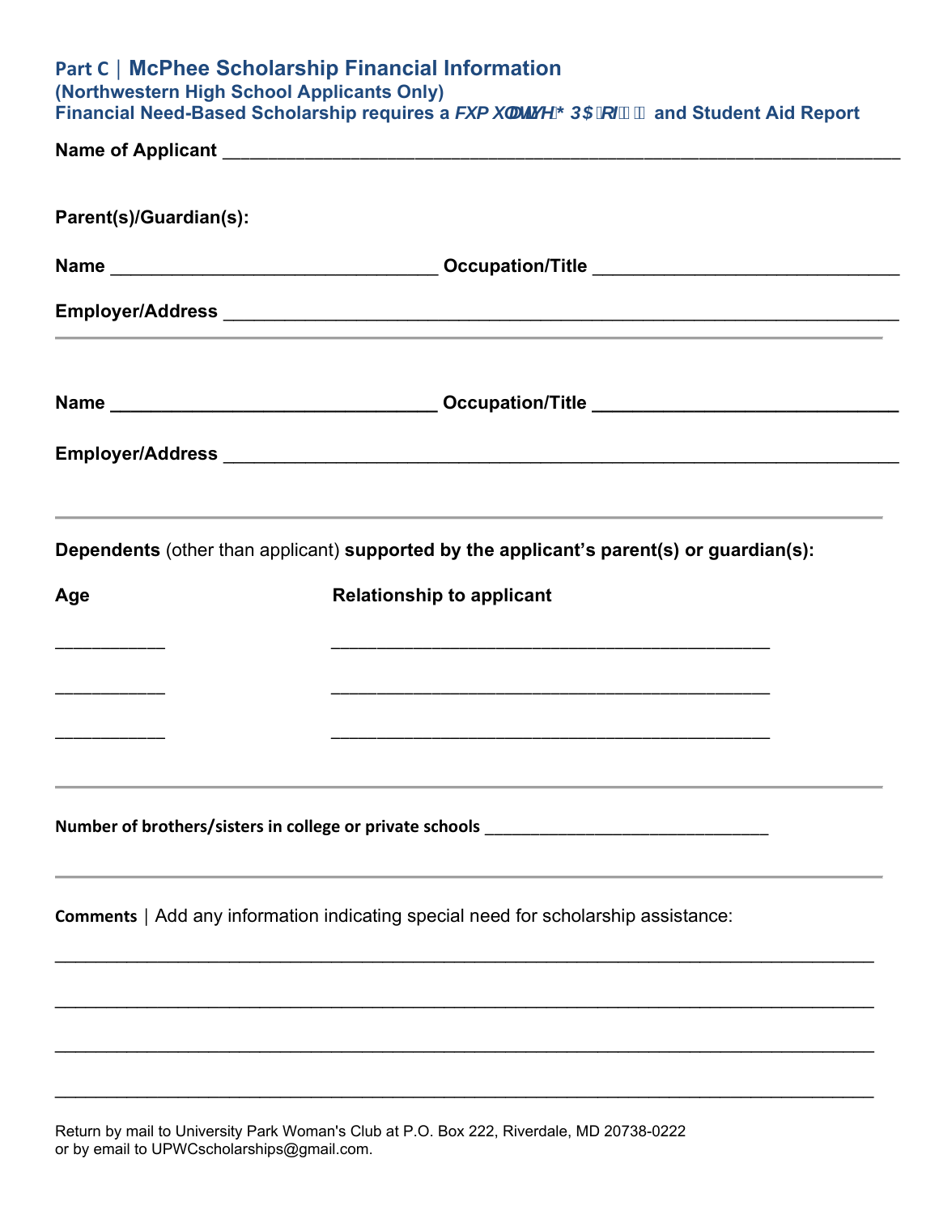## Part C | McPhee Scholarship Financial Information

**(Northwestern High School Applicants Only)**

**Financial Need-Based Scholarship requires a *FXP XODWLYH* 3$ RI* and Student Aid Report**

**Name of Applicant** ______________________________________________________________

**Parent(s)/Guardian(s):**

**Name** ______________________________ **Occupation/Title** ____________________________

**Employer/Address** ______________________________________________________________

---

**Name** ______________________________ **Occupation/Title** ____________________________

**Employer/Address** ______________________________________________________________

---

**Dependents** (other than applicant) **supported by the applicant's parent(s) or guardian(s):**

| Age | Relationship to applicant |
|---|---|
| ___________ | __________________________________________ |
| ___________ | __________________________________________ |
| ___________ | __________________________________________ |

---

**Number of brothers/sisters in college or private schools** ______________________________

---

**Comments** | Add any information indicating special need for scholarship assistance:

______________________________________________________________________________

______________________________________________________________________________

______________________________________________________________________________

______________________________________________________________________________

Return by mail to University Park Woman's Club at P.O. Box 222, Riverdale, MD 20738-0222
or by email to UPWCscholarships@gmail.com.